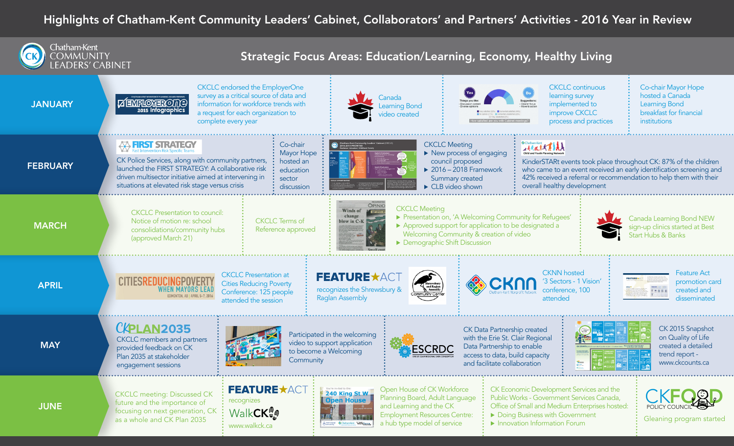# Highlights of Chatham-Kent Community Leaders' Cabinet, Collaborators' and Partners' Activities - 2016 Year in Review

Chatham-Kent COMMUNITY LEADERS' CABINET

## Strategic Focus Areas: Education/Learning, Economy, Healthy Living

## JANUARY

- EmployerOne 2015 Infographics — CKCLC endorsed the EmployerOne survey as a critical source of data and information for workforce trends with a request for each organization to complete every year
- Canada Learning Bond video created
- CKCLC continuous learning survey implemented to improve CKCLC process and practices
- Co-chair Mayor Hope hosted a Canada Learning Bond breakfast for financial institutions

## FEBRUARY

- FIRST STRATEGY (Fast Intervention Risk Specific Teams) — CK Police Services, along with community partners, launched the FIRST STRATEGY: A collaborative risk driven multisector initiative aimed at intervening in situations at elevated risk stage versus crisis
- Co-chair Mayor Hope hosted an education sector discussion
- CKCLC Meeting
  - New process of engaging council proposed
  - 2016 – 2018 Framework Summary created
  - CLB video shown
- KinderSTARt events took place throughout CK: 87% of the children who came to an event received an early identification screening and 42% received a referral or recommendation to help them with their overall healthy development

## MARCH

- CKCLC Presentation to council: Notice of motion re: school consolidations/community hubs (approved March 21)
- CKCLC Terms of Reference approved
- CKCLC Meeting
  - Presentation on, 'A Welcoming Community for Refugees'
  - Approved support for application to be designated a Welcoming Community & creation of video
  - Demographic Shift Discussion
- Canada Learning Bond NEW sign-up clinics started at Best Start Hubs & Banks

## APRIL

- Cities Reducing Poverty — CKCLC Presentation at Cities Reducing Poverty Conference: 125 people attended the session
- FEATURE★ACT recognizes the Shrewsbury & Raglan Assembly
- CKNN hosted '3 Sectors - 1 Vision' conference, 100 attended
- Feature Act promotion card created and disseminated

## MAY

- CKPLAN2035 — CKCLC members and partners provided feedback on CK Plan 2035 at stakeholder engagement sessions
- Participated in the welcoming video to support application to become a Welcoming Community
- ESCRDC — CK Data Partnership created with the Erie St. Clair Regional Data Partnership to enable access to data, build capacity and facilitate collaboration
- CK 2015 Snapshot on Quality of Life created a detailed trend report - www.ckcounts.ca

## JUNE

- CKCLC meeting: Discussed CK future and the importance of focusing on next generation, CK as a whole and CK Plan 2035
- FEATURE★ACT recognizes WalkCK www.walkck.ca
- Open House of CK Workforce Planning Board, Adult Language and Learning and the CK Employment Resources Centre: a hub type model of service
- CK Economic Development Services and the Public Works - Government Services Canada, Office of Small and Medium Enterprises hosted:
  - Doing Business with Government
  - Innovation Information Forum
- CKFOOD POLICY COUNCIL — Gleaning program started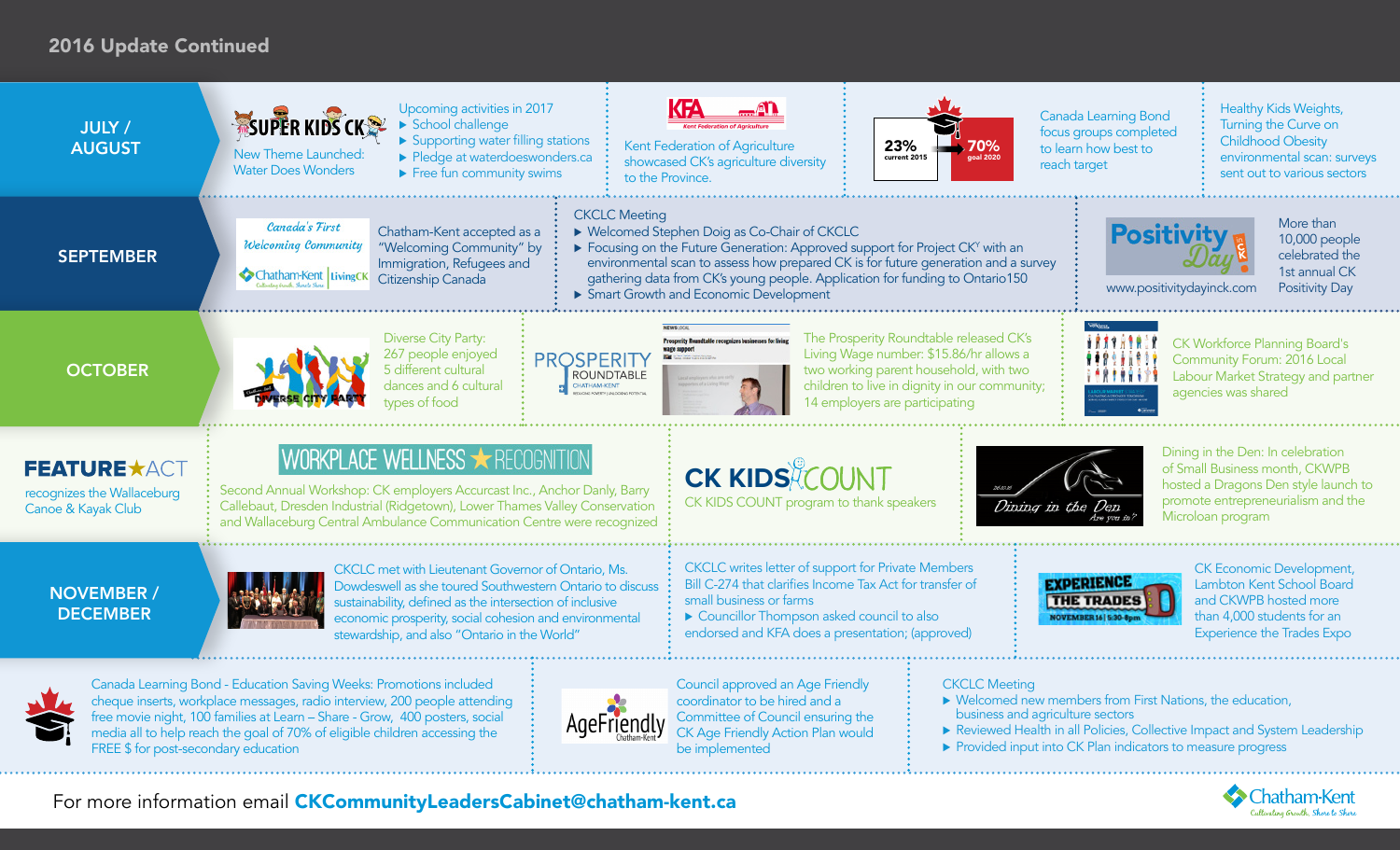# 2016 Update Continued

## JULY / AUGUST

**SUPER KIDS CK**

New Theme Launched: Water Does Wonders

Upcoming activities in 2017
- School challenge
- Supporting water filling stations
- Pledge at waterdoeswonders.ca
- Free fun community swims

**KFA – Kent Federation of Agriculture**

Kent Federation of Agriculture showcased CK's agriculture diversity to the Province.

23% current 2015 → 70% goal 2020

Canada Learning Bond focus groups completed to learn how best to reach target

Healthy Kids Weights, Turning the Curve on Childhood Obesity environmental scan: surveys sent out to various sectors

## SEPTEMBER

**Canada's First Welcoming Community – Chatham-Kent | LivingCK**

Chatham-Kent accepted as a "Welcoming Community" by Immigration, Refugees and Citizenship Canada

CKCLC Meeting
- Welcomed Stephen Doig as Co-Chair of CKCLC
- Focusing on the Future Generation: Approved support for Project CK' with an environmental scan to assess how prepared CK is for future generation and a survey gathering data from CK's young people. Application for funding to Ontario150
- Smart Growth and Economic Development

**Positivity Day**

www.positivitydayinck.com

More than 10,000 people celebrated the 1st annual CK Positivity Day

## OCTOBER

**Diverse City Party**

Diverse City Party: 267 people enjoyed 5 different cultural dances and 6 cultural types of food

**PROSPERITY ROUNDTABLE – CHATHAM-KENT**

The Prosperity Roundtable released CK's Living Wage number: $15.86/hr allows a two working parent household, with two children to live in dignity in our community; 14 employers are participating

CK Workforce Planning Board's Community Forum: 2016 Local Labour Market Strategy and partner agencies was shared

## FEATURE★ACT

recognizes the Wallaceburg Canoe & Kayak Club

**WORKPLACE WELLNESS ★ RECOGNITION**

Second Annual Workshop: CK employers Accurcast Inc., Anchor Danly, Barry Callebaut, Dresden Industrial (Ridgetown), Lower Thames Valley Conservation and Wallaceburg Central Ambulance Communication Centre were recognized

**CK KIDS COUNT**

CK KIDS COUNT program to thank speakers

**Dining in the Den – Are you in?**

Dining in the Den: In celebration of Small Business month, CKWPB hosted a Dragons Den style launch to promote entrepreneurialism and the Microloan program

## NOVEMBER / DECEMBER

CKCLC met with Lieutenant Governor of Ontario, Ms. Dowdeswell as she toured Southwestern Ontario to discuss sustainability, defined as the intersection of inclusive economic prosperity, social cohesion and environmental stewardship, and also "Ontario in the World"

CKCLC writes letter of support for Private Members Bill C-274 that clarifies Income Tax Act for transfer of small business or farms
- Councillor Thompson asked council to also endorsed and KFA does a presentation; (approved)

**EXPERIENCE THE TRADES – NOVEMBER 16 | 5:30-8pm**

CK Economic Development, Lambton Kent School Board and CKWPB hosted more than 4,000 students for an Experience the Trades Expo

Canada Learning Bond - Education Saving Weeks: Promotions included cheque inserts, workplace messages, radio interview, 200 people attending free movie night, 100 families at Learn – Share - Grow, 400 posters, social media all to help reach the goal of 70% of eligible children accessing the FREE $ for post-secondary education

**AgeFriendly Chatham-Kent**

Council approved an Age Friendly coordinator to be hired and a Committee of Council ensuring the CK Age Friendly Action Plan would be implemented

CKCLC Meeting
- Welcomed new members from First Nations, the education, business and agriculture sectors
- Reviewed Health in all Policies, Collective Impact and System Leadership
- Provided input into CK Plan indicators to measure progress

For more information email **CKCommunityLeadersCabinet@chatham-kent.ca**

Chatham-Kent – Cultivating Growth. Share to Share